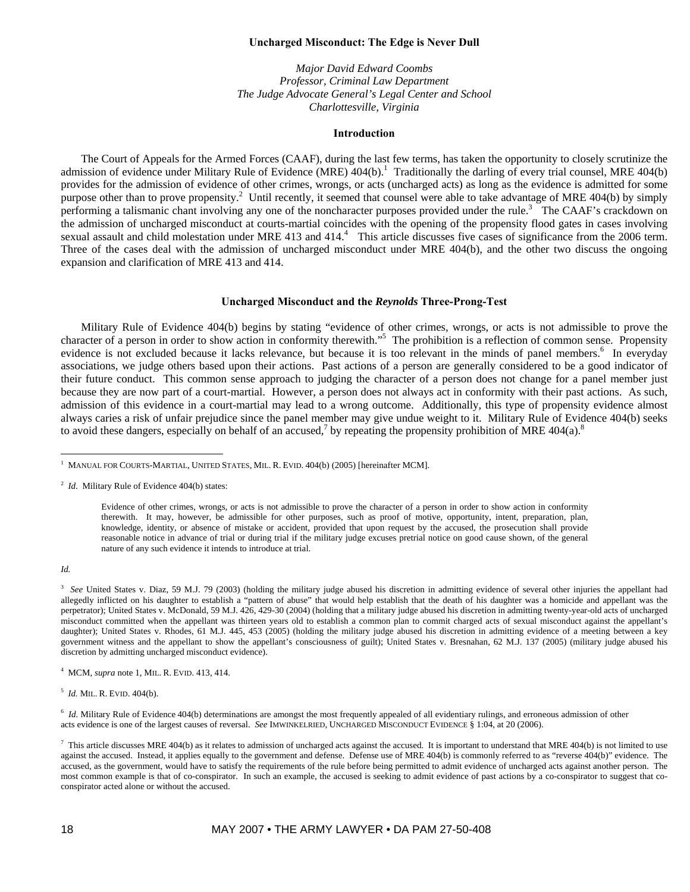# Uncharged Misconduct: The Edge is Never Dull

*Major David Edward Coombs*
*Professor, Criminal Law Department*
*The Judge Advocate General's Legal Center and School*
*Charlottesville, Virginia*

## Introduction

The Court of Appeals for the Armed Forces (CAAF), during the last few terms, has taken the opportunity to closely scrutinize the admission of evidence under Military Rule of Evidence (MRE) 404(b).[1] Traditionally the darling of every trial counsel, MRE 404(b) provides for the admission of evidence of other crimes, wrongs, or acts (uncharged acts) as long as the evidence is admitted for some purpose other than to prove propensity.[2] Until recently, it seemed that counsel were able to take advantage of MRE 404(b) by simply performing a talismanic chant involving any one of the noncharacter purposes provided under the rule.[3] The CAAF's crackdown on the admission of uncharged misconduct at courts-martial coincides with the opening of the propensity flood gates in cases involving sexual assault and child molestation under MRE 413 and 414.[4] This article discusses five cases of significance from the 2006 term. Three of the cases deal with the admission of uncharged misconduct under MRE 404(b), and the other two discuss the ongoing expansion and clarification of MRE 413 and 414.

## Uncharged Misconduct and the *Reynolds* Three-Prong-Test

Military Rule of Evidence 404(b) begins by stating "evidence of other crimes, wrongs, or acts is not admissible to prove the character of a person in order to show action in conformity therewith."[5] The prohibition is a reflection of common sense. Propensity evidence is not excluded because it lacks relevance, but because it is too relevant in the minds of panel members.[6] In everyday associations, we judge others based upon their actions. Past actions of a person are generally considered to be a good indicator of their future conduct. This common sense approach to judging the character of a person does not change for a panel member just because they are now part of a court-martial. However, a person does not always act in conformity with their past actions. As such, admission of this evidence in a court-martial may lead to a wrong outcome. Additionally, this type of propensity evidence almost always caries a risk of unfair prejudice since the panel member may give undue weight to it. Military Rule of Evidence 404(b) seeks to avoid these dangers, especially on behalf of an accused,[7] by repeating the propensity prohibition of MRE 404(a).[8]

---

[1] MANUAL FOR COURTS-MARTIAL, UNITED STATES, MIL. R. EVID. 404(b) (2005) [hereinafter MCM].

[2] *Id.* Military Rule of Evidence 404(b) states:

> Evidence of other crimes, wrongs, or acts is not admissible to prove the character of a person in order to show action in conformity therewith. It may, however, be admissible for other purposes, such as proof of motive, opportunity, intent, preparation, plan, knowledge, identity, or absence of mistake or accident, provided that upon request by the accused, the prosecution shall provide reasonable notice in advance of trial or during trial if the military judge excuses pretrial notice on good cause shown, of the general nature of any such evidence it intends to introduce at trial.

*Id.*

[3] *See* United States v. Diaz, 59 M.J. 79 (2003) (holding the military judge abused his discretion in admitting evidence of several other injuries the appellant had allegedly inflicted on his daughter to establish a "pattern of abuse" that would help establish that the death of his daughter was a homicide and appellant was the perpetrator); United States v. McDonald, 59 M.J. 426, 429-30 (2004) (holding that a military judge abused his discretion in admitting twenty-year-old acts of uncharged misconduct committed when the appellant was thirteen years old to establish a common plan to commit charged acts of sexual misconduct against the appellant's daughter); United States v. Rhodes, 61 M.J. 445, 453 (2005) (holding the military judge abused his discretion in admitting evidence of a meeting between a key government witness and the appellant to show the appellant's consciousness of guilt); United States v. Bresnahan, 62 M.J. 137 (2005) (military judge abused his discretion by admitting uncharged misconduct evidence).

[4] MCM, *supra* note 1, MIL. R. EVID. 413, 414.

[5] *Id.* MIL. R. EVID. 404(b).

[6] *Id.* Military Rule of Evidence 404(b) determinations are amongst the most frequently appealed of all evidentiary rulings, and erroneous admission of other acts evidence is one of the largest causes of reversal. *See* IMWINKELRIED, UNCHARGED MISCONDUCT EVIDENCE § 1:04, at 20 (2006).

[7] This article discusses MRE 404(b) as it relates to admission of uncharged acts against the accused. It is important to understand that MRE 404(b) is not limited to use against the accused. Instead, it applies equally to the government and defense. Defense use of MRE 404(b) is commonly referred to as "reverse 404(b)" evidence. The accused, as the government, would have to satisfy the requirements of the rule before being permitted to admit evidence of uncharged acts against another person. The most common example is that of co-conspirator. In such an example, the accused is seeking to admit evidence of past actions by a co-conspirator to suggest that co-conspirator acted alone or without the accused.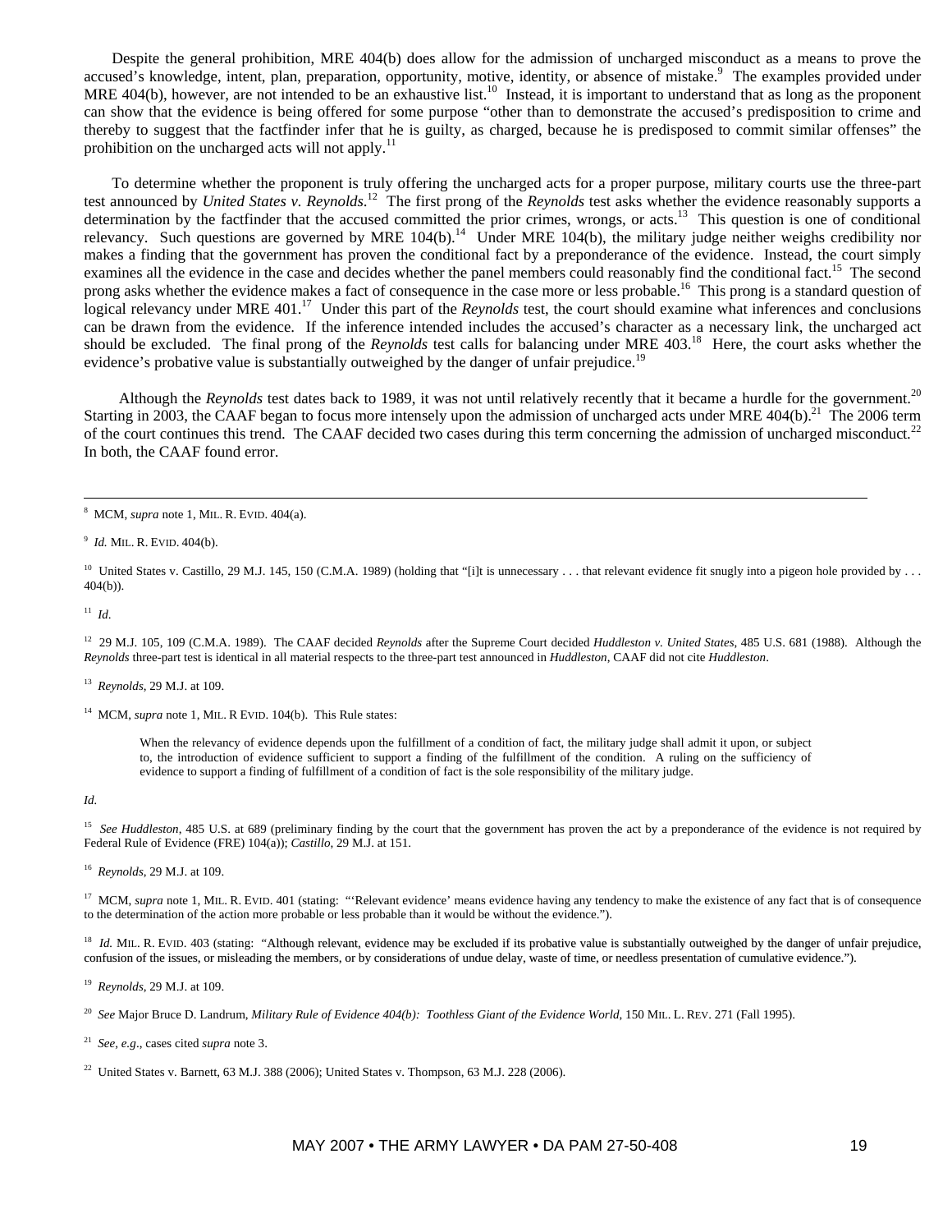Despite the general prohibition, MRE 404(b) does allow for the admission of uncharged misconduct as a means to prove the accused's knowledge, intent, plan, preparation, opportunity, motive, identity, or absence of mistake.[9] The examples provided under MRE 404(b), however, are not intended to be an exhaustive list.[10] Instead, it is important to understand that as long as the proponent can show that the evidence is being offered for some purpose "other than to demonstrate the accused's predisposition to crime and thereby to suggest that the factfinder infer that he is guilty, as charged, because he is predisposed to commit similar offenses" the prohibition on the uncharged acts will not apply.[11]

To determine whether the proponent is truly offering the uncharged acts for a proper purpose, military courts use the three-part test announced by *United States v. Reynolds*.[12] The first prong of the *Reynolds* test asks whether the evidence reasonably supports a determination by the factfinder that the accused committed the prior crimes, wrongs, or acts.[13] This question is one of conditional relevancy. Such questions are governed by MRE 104(b).[14] Under MRE 104(b), the military judge neither weighs credibility nor makes a finding that the government has proven the conditional fact by a preponderance of the evidence. Instead, the court simply examines all the evidence in the case and decides whether the panel members could reasonably find the conditional fact.[15] The second prong asks whether the evidence makes a fact of consequence in the case more or less probable.[16] This prong is a standard question of logical relevancy under MRE 401.[17] Under this part of the *Reynolds* test, the court should examine what inferences and conclusions can be drawn from the evidence. If the inference intended includes the accused's character as a necessary link, the uncharged act should be excluded. The final prong of the *Reynolds* test calls for balancing under MRE 403.[18] Here, the court asks whether the evidence's probative value is substantially outweighed by the danger of unfair prejudice.[19]

Although the *Reynolds* test dates back to 1989, it was not until relatively recently that it became a hurdle for the government.[20] Starting in 2003, the CAAF began to focus more intensely upon the admission of uncharged acts under MRE 404(b).[21] The 2006 term of the court continues this trend. The CAAF decided two cases during this term concerning the admission of uncharged misconduct.[22] In both, the CAAF found error.

---

[8] MCM, *supra* note 1, MIL. R. EVID. 404(a).

[9] *Id.* MIL. R. EVID. 404(b).

[10] United States v. Castillo, 29 M.J. 145, 150 (C.M.A. 1989) (holding that "[i]t is unnecessary . . . that relevant evidence fit snugly into a pigeon hole provided by . . . 404(b)).

[11] *Id*.

[12] 29 M.J. 105, 109 (C.M.A. 1989). The CAAF decided *Reynolds* after the Supreme Court decided *Huddleston v. United States*, 485 U.S. 681 (1988). Although the *Reynolds* three-part test is identical in all material respects to the three-part test announced in *Huddleston*, CAAF did not cite *Huddleston*.

[13] *Reynolds*, 29 M.J. at 109.

[14] MCM, *supra* note 1, MIL. R EVID. 104(b). This Rule states:

> When the relevancy of evidence depends upon the fulfillment of a condition of fact, the military judge shall admit it upon, or subject to, the introduction of evidence sufficient to support a finding of the fulfillment of the condition. A ruling on the sufficiency of evidence to support a finding of fulfillment of a condition of fact is the sole responsibility of the military judge.

*Id.*

[15] *See Huddleston*, 485 U.S. at 689 (preliminary finding by the court that the government has proven the act by a preponderance of the evidence is not required by Federal Rule of Evidence (FRE) 104(a)); *Castillo*, 29 M.J. at 151.

[16] *Reynolds*, 29 M.J. at 109.

[17] MCM, *supra* note 1, MIL. R. EVID. 401 (stating: "'Relevant evidence' means evidence having any tendency to make the existence of any fact that is of consequence to the determination of the action more probable or less probable than it would be without the evidence.").

[18] *Id.* MIL. R. EVID. 403 (stating: "Although relevant, evidence may be excluded if its probative value is substantially outweighed by the danger of unfair prejudice, confusion of the issues, or misleading the members, or by considerations of undue delay, waste of time, or needless presentation of cumulative evidence.").

[19] *Reynolds*, 29 M.J. at 109.

[20] *See* Major Bruce D. Landrum, *Military Rule of Evidence 404(b): Toothless Giant of the Evidence World*, 150 MIL. L. REV. 271 (Fall 1995).

[21] *See, e.g.*, cases cited *supra* note 3.

[22] United States v. Barnett, 63 M.J. 388 (2006); United States v. Thompson, 63 M.J. 228 (2006).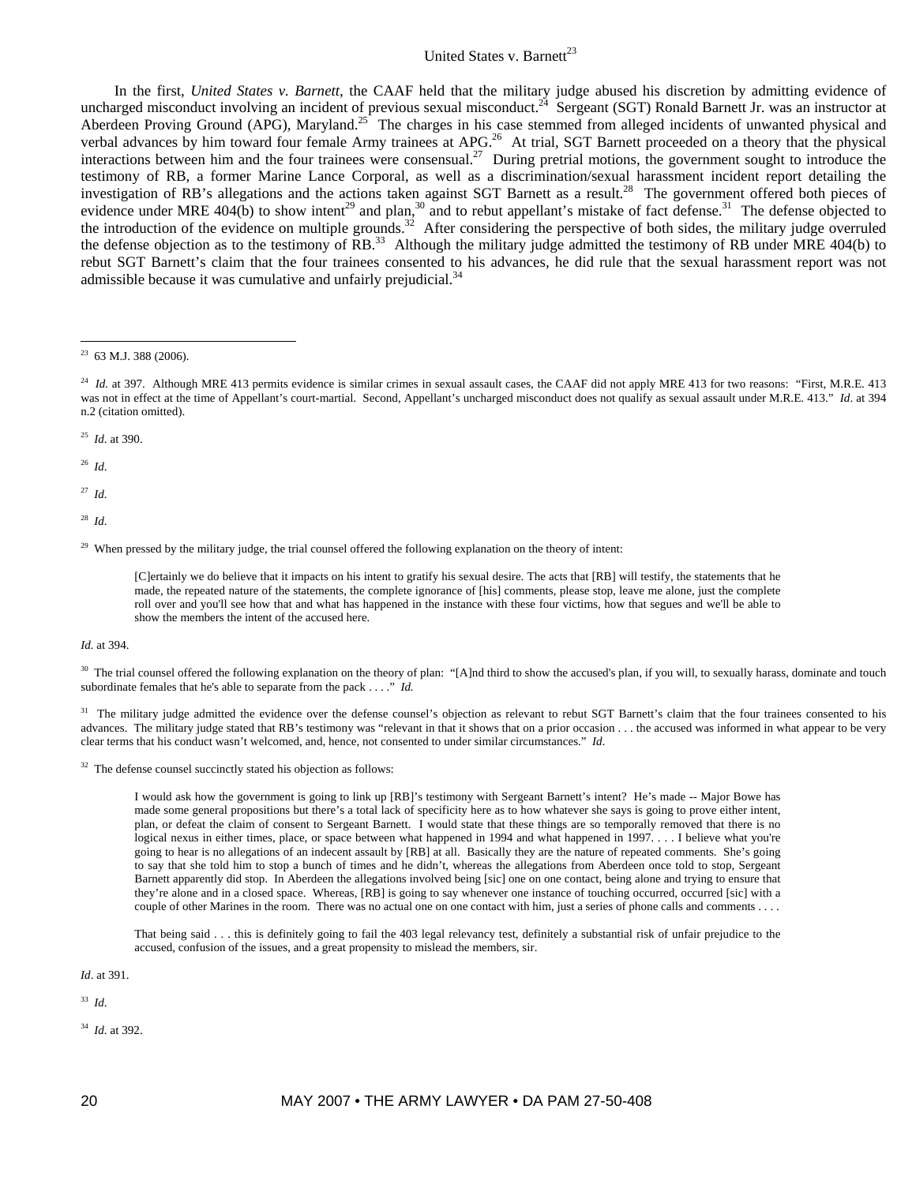## United States v. Barnett[23]

In the first, *United States v. Barnett*, the CAAF held that the military judge abused his discretion by admitting evidence of uncharged misconduct involving an incident of previous sexual misconduct.[24] Sergeant (SGT) Ronald Barnett Jr. was an instructor at Aberdeen Proving Ground (APG), Maryland.[25] The charges in his case stemmed from alleged incidents of unwanted physical and verbal advances by him toward four female Army trainees at APG.[26] At trial, SGT Barnett proceeded on a theory that the physical interactions between him and the four trainees were consensual.[27] During pretrial motions, the government sought to introduce the testimony of RB, a former Marine Lance Corporal, as well as a discrimination/sexual harassment incident report detailing the investigation of RB's allegations and the actions taken against SGT Barnett as a result.[28] The government offered both pieces of evidence under MRE 404(b) to show intent[29] and plan,[30] and to rebut appellant's mistake of fact defense.[31] The defense objected to the introduction of the evidence on multiple grounds.[32] After considering the perspective of both sides, the military judge overruled the defense objection as to the testimony of RB.[33] Although the military judge admitted the testimony of RB under MRE 404(b) to rebut SGT Barnett's claim that the four trainees consented to his advances, he did rule that the sexual harassment report was not admissible because it was cumulative and unfairly prejudicial.[34]

---

[23] 63 M.J. 388 (2006).

[24] *Id*. at 397. Although MRE 413 permits evidence is similar crimes in sexual assault cases, the CAAF did not apply MRE 413 for two reasons: "First, M.R.E. 413 was not in effect at the time of Appellant's court-martial. Second, Appellant's uncharged misconduct does not qualify as sexual assault under M.R.E. 413." *Id*. at 394 n.2 (citation omitted).

[25] *Id*. at 390.

[26] *Id*.

[27] *Id*.

[28] *Id*.

[29] When pressed by the military judge, the trial counsel offered the following explanation on the theory of intent:

> [C]ertainly we do believe that it impacts on his intent to gratify his sexual desire. The acts that [RB] will testify, the statements that he made, the repeated nature of the statements, the complete ignorance of [his] comments, please stop, leave me alone, just the complete roll over and you'll see how that and what has happened in the instance with these four victims, how that segues and we'll be able to show the members the intent of the accused here.

*Id.* at 394.

[30] The trial counsel offered the following explanation on the theory of plan: "[A]nd third to show the accused's plan, if you will, to sexually harass, dominate and touch subordinate females that he's able to separate from the pack . . . ." *Id.*

[31] The military judge admitted the evidence over the defense counsel's objection as relevant to rebut SGT Barnett's claim that the four trainees consented to his advances. The military judge stated that RB's testimony was "relevant in that it shows that on a prior occasion . . . the accused was informed in what appear to be very clear terms that his conduct wasn't welcomed, and, hence, not consented to under similar circumstances." *Id*.

[32] The defense counsel succinctly stated his objection as follows:

> I would ask how the government is going to link up [RB]'s testimony with Sergeant Barnett's intent? He's made -- Major Bowe has made some general propositions but there's a total lack of specificity here as to how whatever she says is going to prove either intent, plan, or defeat the claim of consent to Sergeant Barnett. I would state that these things are so temporally removed that there is no logical nexus in either times, place, or space between what happened in 1994 and what happened in 1997. . . . I believe what you're going to hear is no allegations of an indecent assault by [RB] at all. Basically they are the nature of repeated comments. She's going to say that she told him to stop a bunch of times and he didn't, whereas the allegations from Aberdeen once told to stop, Sergeant Barnett apparently did stop. In Aberdeen the allegations involved being [sic] one on one contact, being alone and trying to ensure that they're alone and in a closed space. Whereas, [RB] is going to say whenever one instance of touching occurred, occurred [sic] with a couple of other Marines in the room. There was no actual one on one contact with him, just a series of phone calls and comments . . . .
>
> That being said . . . this is definitely going to fail the 403 legal relevancy test, definitely a substantial risk of unfair prejudice to the accused, confusion of the issues, and a great propensity to mislead the members, sir.

*Id*. at 391.

[33] *Id*.

[34] *Id*. at 392.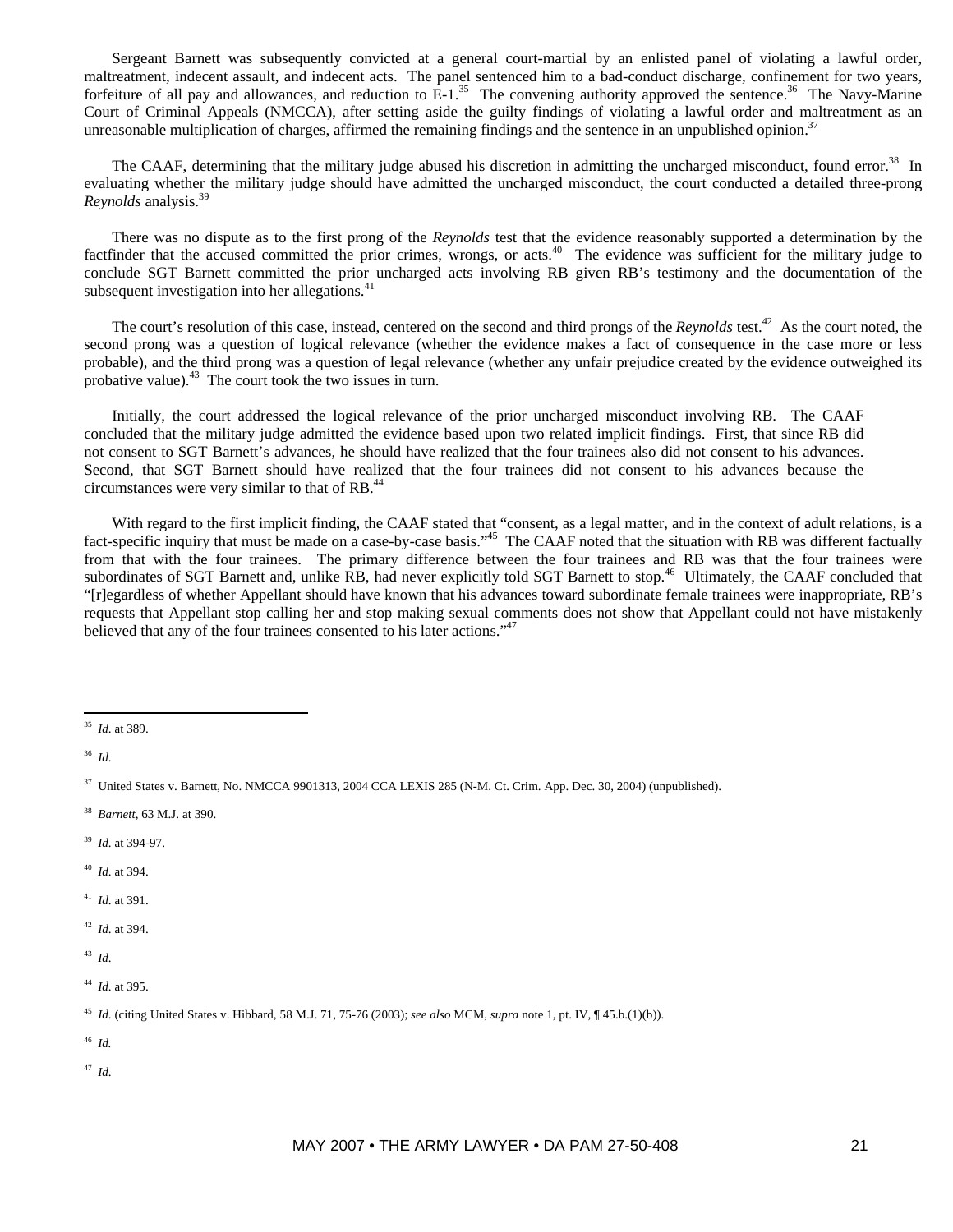Sergeant Barnett was subsequently convicted at a general court-martial by an enlisted panel of violating a lawful order, maltreatment, indecent assault, and indecent acts. The panel sentenced him to a bad-conduct discharge, confinement for two years, forfeiture of all pay and allowances, and reduction to E-1.[35] The convening authority approved the sentence.[36] The Navy-Marine Court of Criminal Appeals (NMCCA), after setting aside the guilty findings of violating a lawful order and maltreatment as an unreasonable multiplication of charges, affirmed the remaining findings and the sentence in an unpublished opinion.[37]

The CAAF, determining that the military judge abused his discretion in admitting the uncharged misconduct, found error.[38] In evaluating whether the military judge should have admitted the uncharged misconduct, the court conducted a detailed three-prong *Reynolds* analysis.[39]

There was no dispute as to the first prong of the *Reynolds* test that the evidence reasonably supported a determination by the factfinder that the accused committed the prior crimes, wrongs, or acts.[40] The evidence was sufficient for the military judge to conclude SGT Barnett committed the prior uncharged acts involving RB given RB's testimony and the documentation of the subsequent investigation into her allegations.[41]

The court's resolution of this case, instead, centered on the second and third prongs of the *Reynolds* test.[42] As the court noted, the second prong was a question of logical relevance (whether the evidence makes a fact of consequence in the case more or less probable), and the third prong was a question of legal relevance (whether any unfair prejudice created by the evidence outweighed its probative value).[43] The court took the two issues in turn.

Initially, the court addressed the logical relevance of the prior uncharged misconduct involving RB. The CAAF concluded that the military judge admitted the evidence based upon two related implicit findings. First, that since RB did not consent to SGT Barnett's advances, he should have realized that the four trainees also did not consent to his advances. Second, that SGT Barnett should have realized that the four trainees did not consent to his advances because the circumstances were very similar to that of RB.[44]

With regard to the first implicit finding, the CAAF stated that "consent, as a legal matter, and in the context of adult relations, is a fact-specific inquiry that must be made on a case-by-case basis."[45] The CAAF noted that the situation with RB was different factually from that with the four trainees. The primary difference between the four trainees and RB was that the four trainees were subordinates of SGT Barnett and, unlike RB, had never explicitly told SGT Barnett to stop.[46] Ultimately, the CAAF concluded that "[r]egardless of whether Appellant should have known that his advances toward subordinate female trainees were inappropriate, RB's requests that Appellant stop calling her and stop making sexual comments does not show that Appellant could not have mistakenly believed that any of the four trainees consented to his later actions."[47]

---

[35] *Id*. at 389.

[36] *Id*.

[37] United States v. Barnett, No. NMCCA 9901313, 2004 CCA LEXIS 285 (N-M. Ct. Crim. App. Dec. 30, 2004) (unpublished).

[38] *Barnett*, 63 M.J. at 390.

[39] *Id*. at 394-97.

[40] *Id*. at 394.

[41] *Id*. at 391.

[42] *Id*. at 394.

[43] *Id*.

[44] *Id*. at 395.

[45] *Id*. (citing United States v. Hibbard, 58 M.J. 71, 75-76 (2003); *see also* MCM, *supra* note 1, pt. IV, ¶ 45.b.(1)(b)).

[46] *Id.*

[47] *Id*.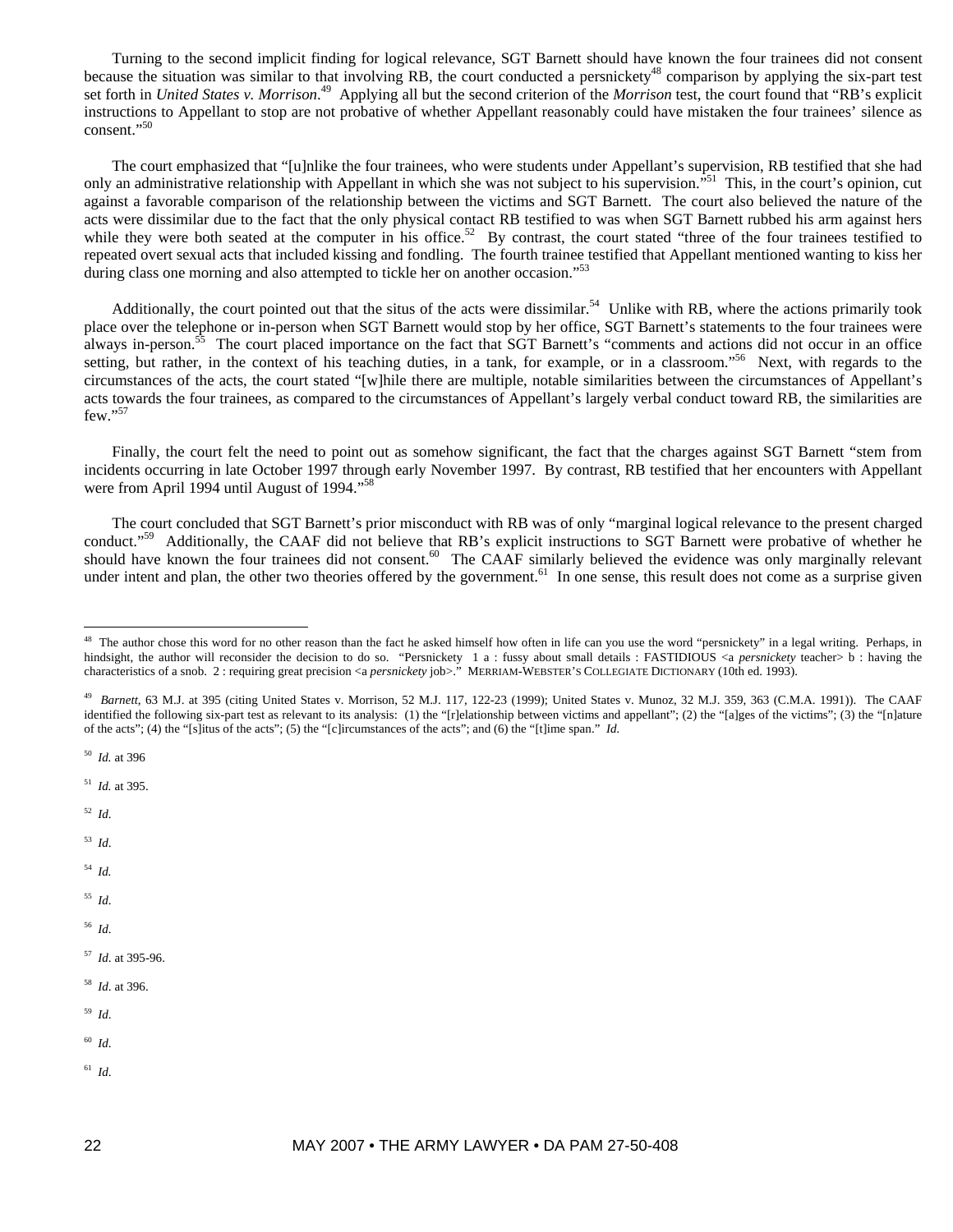Turning to the second implicit finding for logical relevance, SGT Barnett should have known the four trainees did not consent because the situation was similar to that involving RB, the court conducted a persnickety[48] comparison by applying the six-part test set forth in *United States v. Morrison*.[49] Applying all but the second criterion of the *Morrison* test, the court found that "RB's explicit instructions to Appellant to stop are not probative of whether Appellant reasonably could have mistaken the four trainees' silence as consent."[50]

The court emphasized that "[u]nlike the four trainees, who were students under Appellant's supervision, RB testified that she had only an administrative relationship with Appellant in which she was not subject to his supervision."[51] This, in the court's opinion, cut against a favorable comparison of the relationship between the victims and SGT Barnett. The court also believed the nature of the acts were dissimilar due to the fact that the only physical contact RB testified to was when SGT Barnett rubbed his arm against hers while they were both seated at the computer in his office.[52] By contrast, the court stated "three of the four trainees testified to repeated overt sexual acts that included kissing and fondling. The fourth trainee testified that Appellant mentioned wanting to kiss her during class one morning and also attempted to tickle her on another occasion."[53]

Additionally, the court pointed out that the situs of the acts were dissimilar.[54] Unlike with RB, where the actions primarily took place over the telephone or in-person when SGT Barnett would stop by her office, SGT Barnett's statements to the four trainees were always in-person.[55] The court placed importance on the fact that SGT Barnett's "comments and actions did not occur in an office setting, but rather, in the context of his teaching duties, in a tank, for example, or in a classroom."[56] Next, with regards to the circumstances of the acts, the court stated "[w]hile there are multiple, notable similarities between the circumstances of Appellant's acts towards the four trainees, as compared to the circumstances of Appellant's largely verbal conduct toward RB, the similarities are few."[57]

Finally, the court felt the need to point out as somehow significant, the fact that the charges against SGT Barnett "stem from incidents occurring in late October 1997 through early November 1997. By contrast, RB testified that her encounters with Appellant were from April 1994 until August of 1994."[58]

The court concluded that SGT Barnett's prior misconduct with RB was of only "marginal logical relevance to the present charged conduct."[59] Additionally, the CAAF did not believe that RB's explicit instructions to SGT Barnett were probative of whether he should have known the four trainees did not consent.[60] The CAAF similarly believed the evidence was only marginally relevant under intent and plan, the other two theories offered by the government.[61] In one sense, this result does not come as a surprise given

---

[48] The author chose this word for no other reason than the fact he asked himself how often in life can you use the word "persnickety" in a legal writing. Perhaps, in hindsight, the author will reconsider the decision to do so. "Persnickety 1 a : fussy about small details : FASTIDIOUS <a *persnickety* teacher> b : having the characteristics of a snob. 2 : requiring great precision <a *persnickety* job>." MERRIAM-WEBSTER'S COLLEGIATE DICTIONARY (10th ed. 1993).

[49] *Barnett*, 63 M.J. at 395 (citing United States v. Morrison, 52 M.J. 117, 122-23 (1999); United States v. Munoz, 32 M.J. 359, 363 (C.M.A. 1991)). The CAAF identified the following six-part test as relevant to its analysis: (1) the "[r]elationship between victims and appellant"; (2) the "[a]ges of the victims"; (3) the "[n]ature of the acts"; (4) the "[s]itus of the acts"; (5) the "[c]ircumstances of the acts"; and (6) the "[t]ime span." *Id.*

[50] *Id.* at 396

[51] *Id.* at 395.

[52] *Id*.

[53] *Id*.

[54] *Id.*

[55] *Id*.

[56] *Id*.

[57] *Id*. at 395-96.

[58] *Id*. at 396.

[59] *Id*.

[60] *Id*.

[61] *Id*.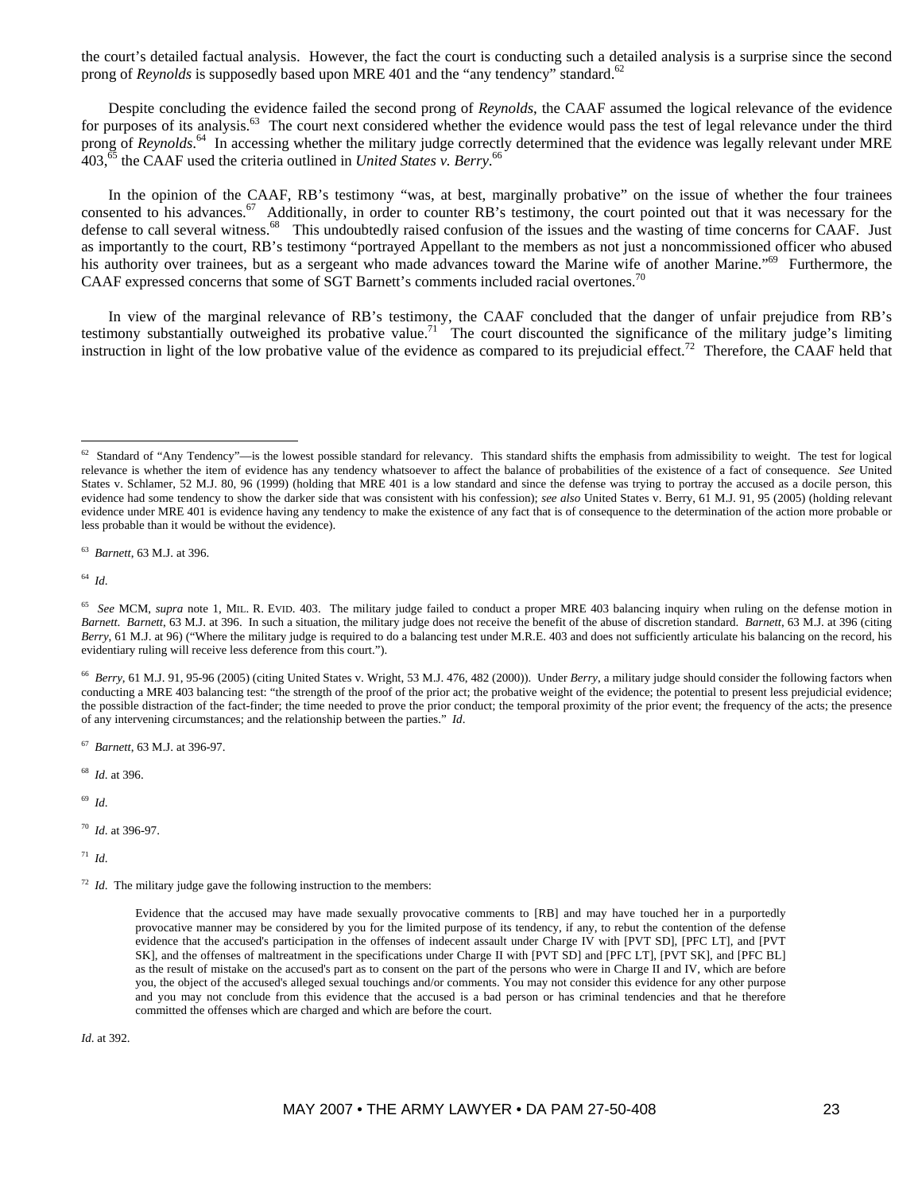the court's detailed factual analysis. However, the fact the court is conducting such a detailed analysis is a surprise since the second prong of *Reynolds* is supposedly based upon MRE 401 and the "any tendency" standard.[62]

Despite concluding the evidence failed the second prong of *Reynolds*, the CAAF assumed the logical relevance of the evidence for purposes of its analysis.[63] The court next considered whether the evidence would pass the test of legal relevance under the third prong of *Reynolds*.[64] In accessing whether the military judge correctly determined that the evidence was legally relevant under MRE 403,[65] the CAAF used the criteria outlined in *United States v. Berry*.[66]

In the opinion of the CAAF, RB's testimony "was, at best, marginally probative" on the issue of whether the four trainees consented to his advances.[67] Additionally, in order to counter RB's testimony, the court pointed out that it was necessary for the defense to call several witness.[68] This undoubtedly raised confusion of the issues and the wasting of time concerns for CAAF. Just as importantly to the court, RB's testimony "portrayed Appellant to the members as not just a noncommissioned officer who abused his authority over trainees, but as a sergeant who made advances toward the Marine wife of another Marine."[69] Furthermore, the CAAF expressed concerns that some of SGT Barnett's comments included racial overtones.[70]

In view of the marginal relevance of RB's testimony, the CAAF concluded that the danger of unfair prejudice from RB's testimony substantially outweighed its probative value.[71] The court discounted the significance of the military judge's limiting instruction in light of the low probative value of the evidence as compared to its prejudicial effect.[72] Therefore, the CAAF held that

---

[62] Standard of "Any Tendency"—is the lowest possible standard for relevancy. This standard shifts the emphasis from admissibility to weight. The test for logical relevance is whether the item of evidence has any tendency whatsoever to affect the balance of probabilities of the existence of a fact of consequence. *See* United States v. Schlamer, 52 M.J. 80, 96 (1999) (holding that MRE 401 is a low standard and since the defense was trying to portray the accused as a docile person, this evidence had some tendency to show the darker side that was consistent with his confession); *see also* United States v. Berry, 61 M.J. 91, 95 (2005) (holding relevant evidence under MRE 401 is evidence having any tendency to make the existence of any fact that is of consequence to the determination of the action more probable or less probable than it would be without the evidence).

[63] *Barnett*, 63 M.J. at 396.

[64] *Id*.

[65] *See* MCM, *supra* note 1, MIL. R. EVID. 403. The military judge failed to conduct a proper MRE 403 balancing inquiry when ruling on the defense motion in *Barnett*. *Barnett*, 63 M.J. at 396. In such a situation, the military judge does not receive the benefit of the abuse of discretion standard. *Barnett*, 63 M.J. at 396 (citing *Berry*, 61 M.J. at 96) ("Where the military judge is required to do a balancing test under M.R.E. 403 and does not sufficiently articulate his balancing on the record, his evidentiary ruling will receive less deference from this court.").

[66] *Berry*, 61 M.J. 91, 95-96 (2005) (citing United States v. Wright, 53 M.J. 476, 482 (2000)). Under *Berry*, a military judge should consider the following factors when conducting a MRE 403 balancing test: "the strength of the proof of the prior act; the probative weight of the evidence; the potential to present less prejudicial evidence; the possible distraction of the fact-finder; the time needed to prove the prior conduct; the temporal proximity of the prior event; the frequency of the acts; the presence of any intervening circumstances; and the relationship between the parties." *Id*.

[67] *Barnett*, 63 M.J. at 396-97.

[68] *Id*. at 396.

[69] *Id*.

[70] *Id*. at 396-97.

[71] *Id*.

[72] *Id*. The military judge gave the following instruction to the members:

> Evidence that the accused may have made sexually provocative comments to [RB] and may have touched her in a purportedly provocative manner may be considered by you for the limited purpose of its tendency, if any, to rebut the contention of the defense evidence that the accused's participation in the offenses of indecent assault under Charge IV with [PVT SD], [PFC LT], and [PVT SK], and the offenses of maltreatment in the specifications under Charge II with [PVT SD] and [PFC LT], [PVT SK], and [PFC BL] as the result of mistake on the accused's part as to consent on the part of the persons who were in Charge II and IV, which are before you, the object of the accused's alleged sexual touchings and/or comments. You may not consider this evidence for any other purpose and you may not conclude from this evidence that the accused is a bad person or has criminal tendencies and that he therefore committed the offenses which are charged and which are before the court.

*Id*. at 392.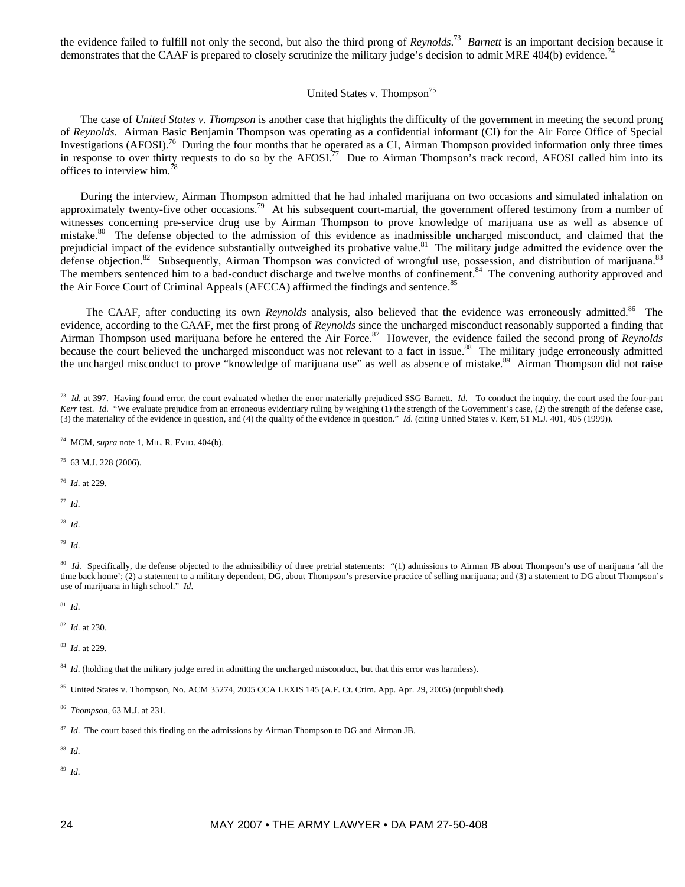the evidence failed to fulfill not only the second, but also the third prong of *Reynolds*.[73] *Barnett* is an important decision because it demonstrates that the CAAF is prepared to closely scrutinize the military judge's decision to admit MRE 404(b) evidence.[74]

### United States v. Thompson[75]

The case of *United States v. Thompson* is another case that higlights the difficulty of the government in meeting the second prong of *Reynolds*. Airman Basic Benjamin Thompson was operating as a confidential informant (CI) for the Air Force Office of Special Investigations (AFOSI).[76] During the four months that he operated as a CI, Airman Thompson provided information only three times in response to over thirty requests to do so by the AFOSI.[77] Due to Airman Thompson's track record, AFOSI called him into its offices to interview him.[78]

During the interview, Airman Thompson admitted that he had inhaled marijuana on two occasions and simulated inhalation on approximately twenty-five other occasions.[79] At his subsequent court-martial, the government offered testimony from a number of witnesses concerning pre-service drug use by Airman Thompson to prove knowledge of marijuana use as well as absence of mistake.[80] The defense objected to the admission of this evidence as inadmissible uncharged misconduct, and claimed that the prejudicial impact of the evidence substantially outweighed its probative value.[81] The military judge admitted the evidence over the defense objection.[82] Subsequently, Airman Thompson was convicted of wrongful use, possession, and distribution of marijuana.[83] The members sentenced him to a bad-conduct discharge and twelve months of confinement.[84] The convening authority approved and the Air Force Court of Criminal Appeals (AFCCA) affirmed the findings and sentence.[85]

The CAAF, after conducting its own *Reynolds* analysis, also believed that the evidence was erroneously admitted.[86] The evidence, according to the CAAF, met the first prong of *Reynolds* since the uncharged misconduct reasonably supported a finding that Airman Thompson used marijuana before he entered the Air Force.[87] However, the evidence failed the second prong of *Reynolds* because the court believed the uncharged misconduct was not relevant to a fact in issue.[88] The military judge erroneously admitted the uncharged misconduct to prove "knowledge of marijuana use" as well as absence of mistake.[89] Airman Thompson did not raise

---

[73] *Id.* at 397. Having found error, the court evaluated whether the error materially prejudiced SSG Barnett. *Id.* To conduct the inquiry, the court used the four-part *Kerr* test. *Id.* "We evaluate prejudice from an erroneous evidentiary ruling by weighing (1) the strength of the Government's case, (2) the strength of the defense case, (3) the materiality of the evidence in question, and (4) the quality of the evidence in question." *Id.* (citing United States v. Kerr, 51 M.J. 401, 405 (1999)).

[74] MCM, *supra* note 1, MIL. R. EVID. 404(b).

[75] 63 M.J. 228 (2006).

[76] *Id.* at 229.

[77] *Id.*

[78] *Id.*

[79] *Id.*

[80] *Id.* Specifically, the defense objected to the admissibility of three pretrial statements: "(1) admissions to Airman JB about Thompson's use of marijuana 'all the time back home'; (2) a statement to a military dependent, DG, about Thompson's preservice practice of selling marijuana; and (3) a statement to DG about Thompson's use of marijuana in high school." *Id.*

[81] *Id.*

[82] *Id.* at 230.

[83] *Id.* at 229.

[84] *Id.* (holding that the military judge erred in admitting the uncharged misconduct, but that this error was harmless).

[85] United States v. Thompson, No. ACM 35274, 2005 CCA LEXIS 145 (A.F. Ct. Crim. App. Apr. 29, 2005) (unpublished).

[86] *Thompson*, 63 M.J. at 231.

[87] *Id.* The court based this finding on the admissions by Airman Thompson to DG and Airman JB.

[88] *Id.*

[89] *Id.*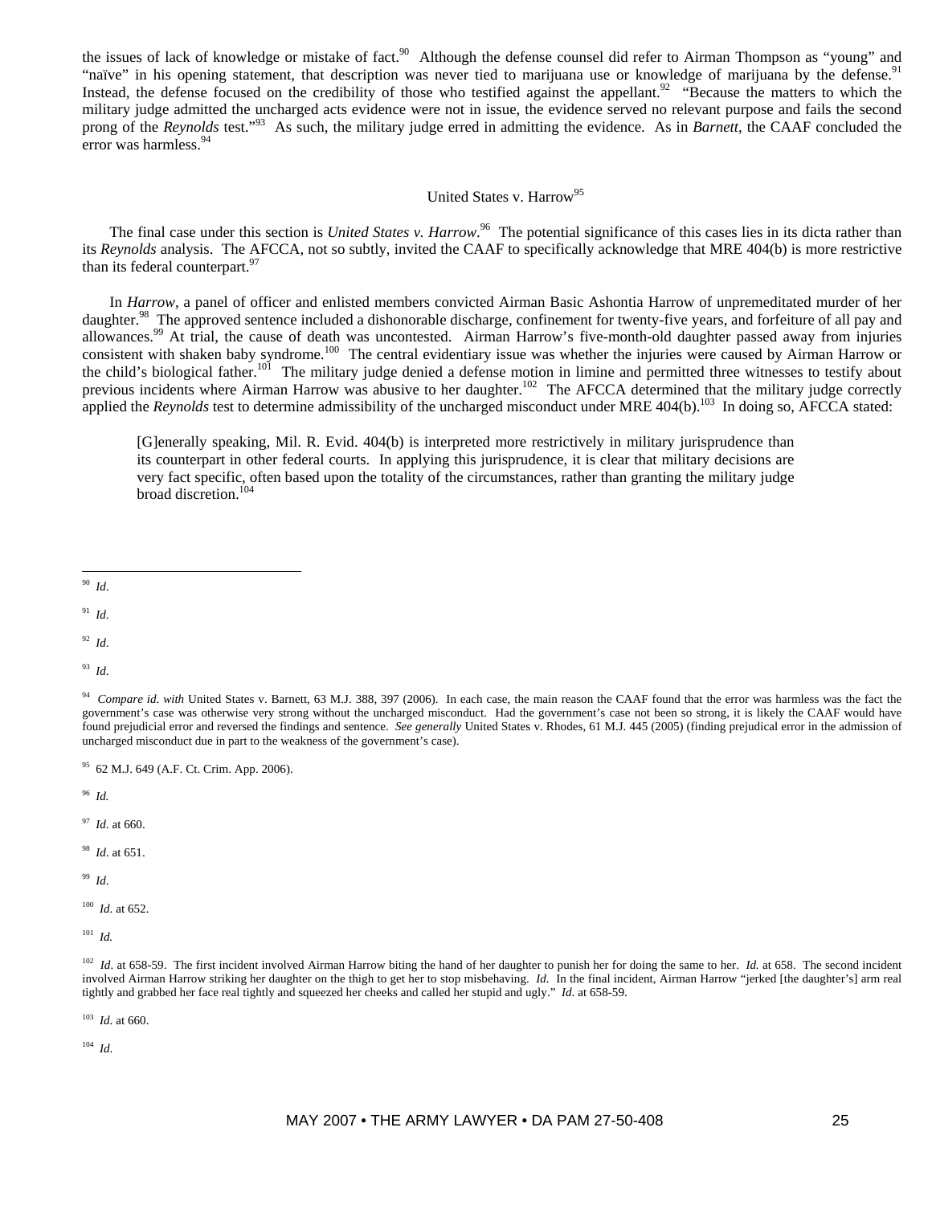the issues of lack of knowledge or mistake of fact.[90] Although the defense counsel did refer to Airman Thompson as "young" and "naïve" in his opening statement, that description was never tied to marijuana use or knowledge of marijuana by the defense.[91] Instead, the defense focused on the credibility of those who testified against the appellant.[92] "Because the matters to which the military judge admitted the uncharged acts evidence were not in issue, the evidence served no relevant purpose and fails the second prong of the *Reynolds* test."[93] As such, the military judge erred in admitting the evidence. As in *Barnett*, the CAAF concluded the error was harmless.[94]

### United States v. Harrow[95]

The final case under this section is *United States v. Harrow*.[96] The potential significance of this cases lies in its dicta rather than its *Reynolds* analysis. The AFCCA, not so subtly, invited the CAAF to specifically acknowledge that MRE 404(b) is more restrictive than its federal counterpart.[97]

In *Harrow*, a panel of officer and enlisted members convicted Airman Basic Ashontia Harrow of unpremeditated murder of her daughter.[98] The approved sentence included a dishonorable discharge, confinement for twenty-five years, and forfeiture of all pay and allowances.[99] At trial, the cause of death was uncontested. Airman Harrow's five-month-old daughter passed away from injuries consistent with shaken baby syndrome.[100] The central evidentiary issue was whether the injuries were caused by Airman Harrow or the child's biological father.[101] The military judge denied a defense motion in limine and permitted three witnesses to testify about previous incidents where Airman Harrow was abusive to her daughter.[102] The AFCCA determined that the military judge correctly applied the *Reynolds* test to determine admissibility of the uncharged misconduct under MRE 404(b).[103] In doing so, AFCCA stated:

> [G]enerally speaking, Mil. R. Evid. 404(b) is interpreted more restrictively in military jurisprudence than its counterpart in other federal courts. In applying this jurisprudence, it is clear that military decisions are very fact specific, often based upon the totality of the circumstances, rather than granting the military judge broad discretion.[104]

---

[90] *Id*.

[91] *Id*.

[92] *Id*.

[93] *Id*.

[94] *Compare id. with* United States v. Barnett, 63 M.J. 388, 397 (2006). In each case, the main reason the CAAF found that the error was harmless was the fact the government's case was otherwise very strong without the uncharged misconduct. Had the government's case not been so strong, it is likely the CAAF would have found prejudicial error and reversed the findings and sentence. *See generally* United States v. Rhodes, 61 M.J. 445 (2005) (finding prejudical error in the admission of uncharged misconduct due in part to the weakness of the government's case).

[95] 62 M.J. 649 (A.F. Ct. Crim. App. 2006).

[96] *Id.*

[97] *Id*. at 660.

[98] *Id*. at 651.

[99] *Id*.

[100] *Id*. at 652.

[101] *Id.*

[102] *Id*. at 658-59. The first incident involved Airman Harrow biting the hand of her daughter to punish her for doing the same to her. *Id.* at 658. The second incident involved Airman Harrow striking her daughter on the thigh to get her to stop misbehaving. *Id*. In the final incident, Airman Harrow "jerked [the daughter's] arm real tightly and grabbed her face real tightly and squeezed her cheeks and called her stupid and ugly." *Id*. at 658-59.

[103] *Id*. at 660.

[104] *Id*.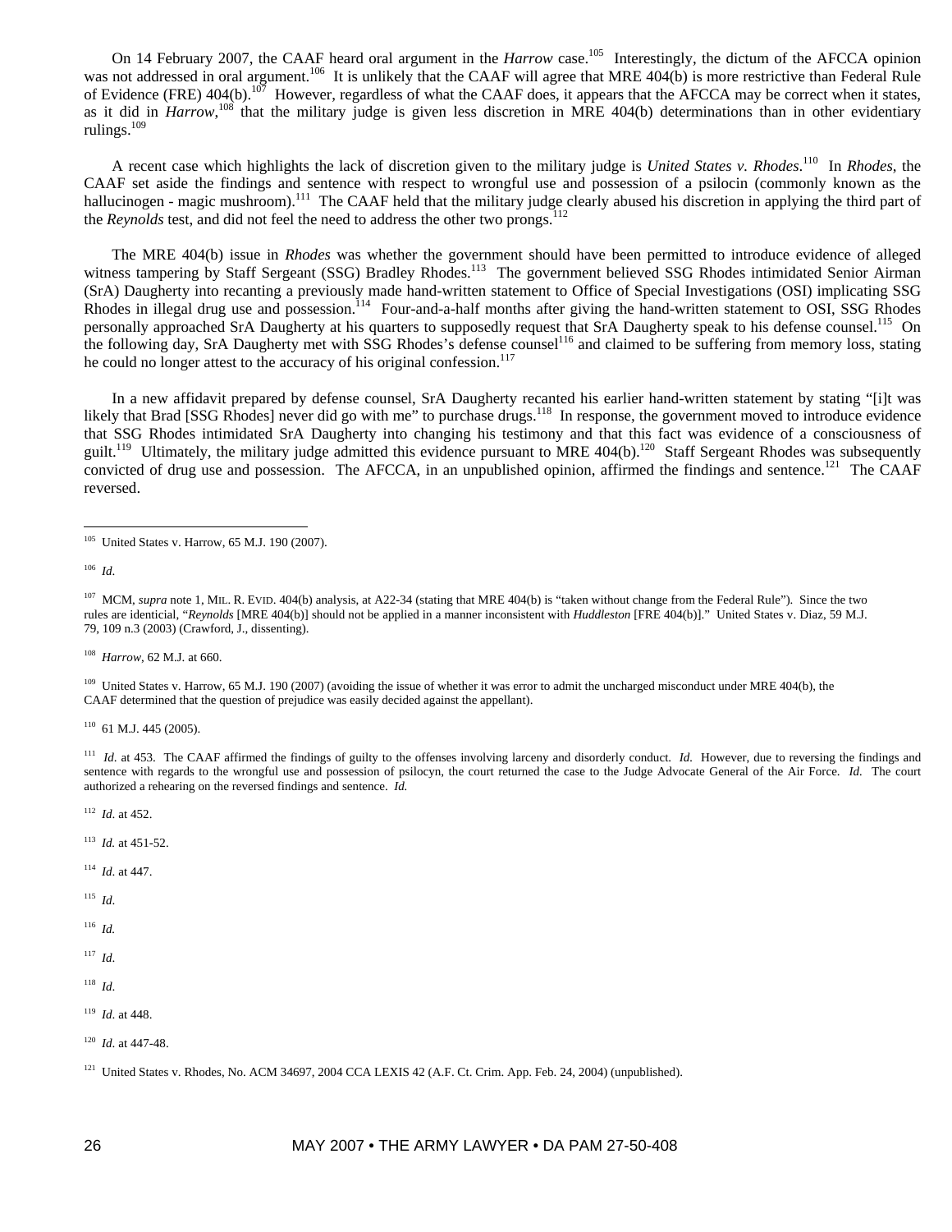On 14 February 2007, the CAAF heard oral argument in the *Harrow* case.[105] Interestingly, the dictum of the AFCCA opinion was not addressed in oral argument.[106] It is unlikely that the CAAF will agree that MRE 404(b) is more restrictive than Federal Rule of Evidence (FRE) 404(b).[107] However, regardless of what the CAAF does, it appears that the AFCCA may be correct when it states, as it did in *Harrow*,[108] that the military judge is given less discretion in MRE 404(b) determinations than in other evidentiary rulings.[109]

A recent case which highlights the lack of discretion given to the military judge is *United States v. Rhodes*.[110] In *Rhodes*, the CAAF set aside the findings and sentence with respect to wrongful use and possession of a psilocin (commonly known as the hallucinogen - magic mushroom).[111] The CAAF held that the military judge clearly abused his discretion in applying the third part of the *Reynolds* test, and did not feel the need to address the other two prongs.[112]

The MRE 404(b) issue in *Rhodes* was whether the government should have been permitted to introduce evidence of alleged witness tampering by Staff Sergeant (SSG) Bradley Rhodes.[113] The government believed SSG Rhodes intimidated Senior Airman (SrA) Daugherty into recanting a previously made hand-written statement to Office of Special Investigations (OSI) implicating SSG Rhodes in illegal drug use and possession.[114] Four-and-a-half months after giving the hand-written statement to OSI, SSG Rhodes personally approached SrA Daugherty at his quarters to supposedly request that SrA Daugherty speak to his defense counsel.[115] On the following day, SrA Daugherty met with SSG Rhodes's defense counsel[116] and claimed to be suffering from memory loss, stating he could no longer attest to the accuracy of his original confession.[117]

In a new affidavit prepared by defense counsel, SrA Daugherty recanted his earlier hand-written statement by stating "[i]t was likely that Brad [SSG Rhodes] never did go with me" to purchase drugs.[118] In response, the government moved to introduce evidence that SSG Rhodes intimidated SrA Daugherty into changing his testimony and that this fact was evidence of a consciousness of guilt.[119] Ultimately, the military judge admitted this evidence pursuant to MRE 404(b).[120] Staff Sergeant Rhodes was subsequently convicted of drug use and possession. The AFCCA, in an unpublished opinion, affirmed the findings and sentence.[121] The CAAF reversed.

---

[105] United States v. Harrow, 65 M.J. 190 (2007).

[106] *Id*.

[107] MCM, *supra* note 1, MIL. R. EVID. 404(b) analysis, at A22-34 (stating that MRE 404(b) is "taken without change from the Federal Rule"). Since the two rules are identicial, "*Reynolds* [MRE 404(b)] should not be applied in a manner inconsistent with *Huddleston* [FRE 404(b)]." United States v. Diaz, 59 M.J. 79, 109 n.3 (2003) (Crawford, J., dissenting).

[108] *Harrow*, 62 M.J. at 660.

[109] United States v. Harrow, 65 M.J. 190 (2007) (avoiding the issue of whether it was error to admit the uncharged misconduct under MRE 404(b), the CAAF determined that the question of prejudice was easily decided against the appellant).

[110] 61 M.J. 445 (2005).

[111] *Id*. at 453. The CAAF affirmed the findings of guilty to the offenses involving larceny and disorderly conduct. *Id.* However, due to reversing the findings and sentence with regards to the wrongful use and possession of psilocyn, the court returned the case to the Judge Advocate General of the Air Force. *Id.* The court authorized a rehearing on the reversed findings and sentence. *Id.*

[112] *Id*. at 452.

[113] *Id.* at 451-52.

[114] *Id*. at 447.

[115] *Id*.

[116] *Id.*

[117] *Id*.

[118] *Id*.

[119] *Id*. at 448.

[120] *Id*. at 447-48.

[121] United States v. Rhodes, No. ACM 34697, 2004 CCA LEXIS 42 (A.F. Ct. Crim. App. Feb. 24, 2004) (unpublished).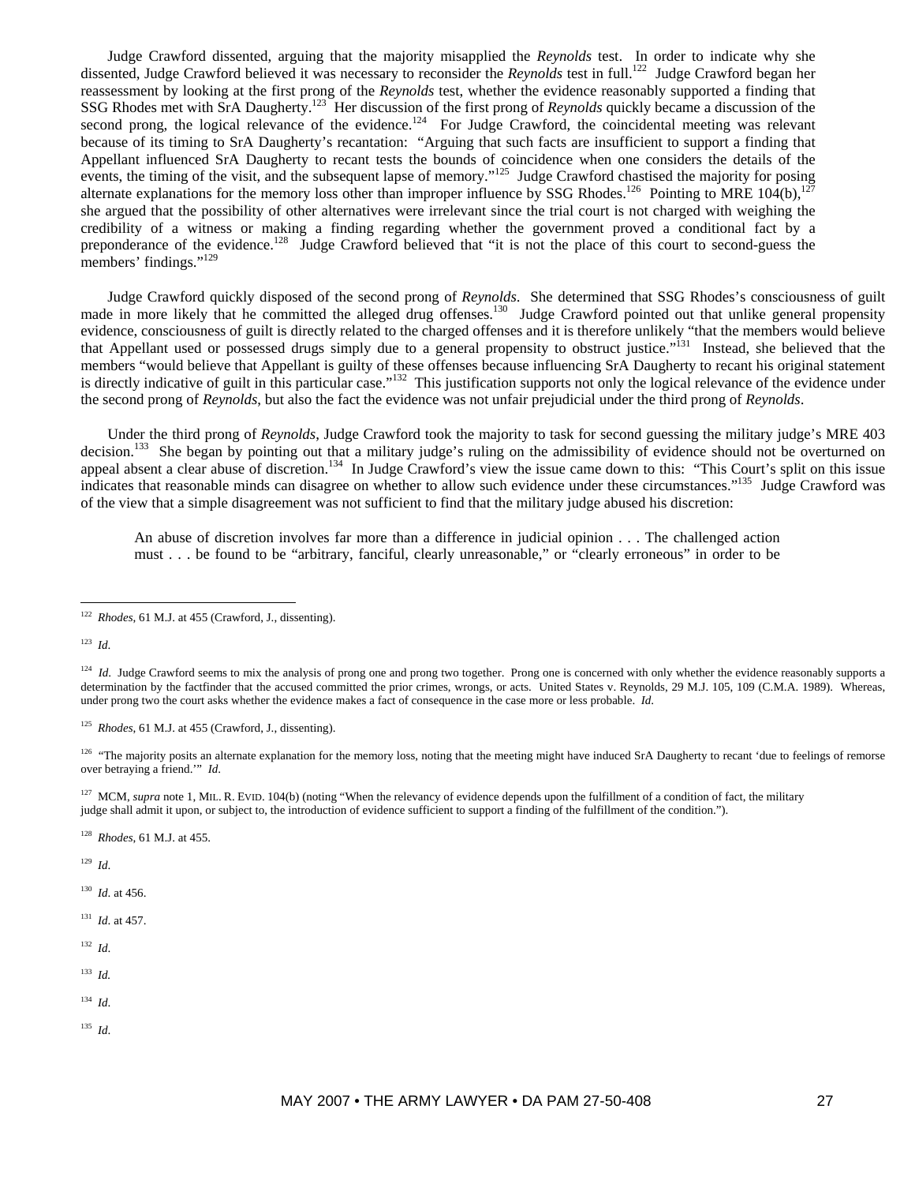Judge Crawford dissented, arguing that the majority misapplied the *Reynolds* test. In order to indicate why she dissented, Judge Crawford believed it was necessary to reconsider the *Reynolds* test in full.[122] Judge Crawford began her reassessment by looking at the first prong of the *Reynolds* test, whether the evidence reasonably supported a finding that SSG Rhodes met with SrA Daugherty.[123] Her discussion of the first prong of *Reynolds* quickly became a discussion of the second prong, the logical relevance of the evidence.[124] For Judge Crawford, the coincidental meeting was relevant because of its timing to SrA Daugherty's recantation: "Arguing that such facts are insufficient to support a finding that Appellant influenced SrA Daugherty to recant tests the bounds of coincidence when one considers the details of the events, the timing of the visit, and the subsequent lapse of memory."[125] Judge Crawford chastised the majority for posing alternate explanations for the memory loss other than improper influence by SSG Rhodes.[126] Pointing to MRE 104(b),[127] she argued that the possibility of other alternatives were irrelevant since the trial court is not charged with weighing the credibility of a witness or making a finding regarding whether the government proved a conditional fact by a preponderance of the evidence.[128] Judge Crawford believed that "it is not the place of this court to second-guess the members' findings."[129]

Judge Crawford quickly disposed of the second prong of *Reynolds*. She determined that SSG Rhodes's consciousness of guilt made in more likely that he committed the alleged drug offenses.[130] Judge Crawford pointed out that unlike general propensity evidence, consciousness of guilt is directly related to the charged offenses and it is therefore unlikely "that the members would believe that Appellant used or possessed drugs simply due to a general propensity to obstruct justice."[131] Instead, she believed that the members "would believe that Appellant is guilty of these offenses because influencing SrA Daugherty to recant his original statement is directly indicative of guilt in this particular case."[132] This justification supports not only the logical relevance of the evidence under the second prong of *Reynolds*, but also the fact the evidence was not unfair prejudicial under the third prong of *Reynolds*.

Under the third prong of *Reynolds*, Judge Crawford took the majority to task for second guessing the military judge's MRE 403 decision.[133] She began by pointing out that a military judge's ruling on the admissibility of evidence should not be overturned on appeal absent a clear abuse of discretion.[134] In Judge Crawford's view the issue came down to this: "This Court's split on this issue indicates that reasonable minds can disagree on whether to allow such evidence under these circumstances."[135] Judge Crawford was of the view that a simple disagreement was not sufficient to find that the military judge abused his discretion:

> An abuse of discretion involves far more than a difference in judicial opinion . . . The challenged action must . . . be found to be "arbitrary, fanciful, clearly unreasonable," or "clearly erroneous" in order to be

---

[122] *Rhodes*, 61 M.J. at 455 (Crawford, J., dissenting).

[123] *Id.*

[124] *Id.* Judge Crawford seems to mix the analysis of prong one and prong two together. Prong one is concerned with only whether the evidence reasonably supports a determination by the factfinder that the accused committed the prior crimes, wrongs, or acts. United States v. Reynolds, 29 M.J. 105, 109 (C.M.A. 1989). Whereas, under prong two the court asks whether the evidence makes a fact of consequence in the case more or less probable. *Id.*

[125] *Rhodes*, 61 M.J. at 455 (Crawford, J., dissenting).

[126] "The majority posits an alternate explanation for the memory loss, noting that the meeting might have induced SrA Daugherty to recant 'due to feelings of remorse over betraying a friend.'" *Id.*

[127] MCM, *supra* note 1, MIL. R. EVID. 104(b) (noting "When the relevancy of evidence depends upon the fulfillment of a condition of fact, the military judge shall admit it upon, or subject to, the introduction of evidence sufficient to support a finding of the fulfillment of the condition.").

[128] *Rhodes*, 61 M.J. at 455.

[129] *Id.*

[130] *Id.* at 456.

[131] *Id.* at 457.

[132] *Id.*

[133] *Id.*

[134] *Id.*

[135] *Id.*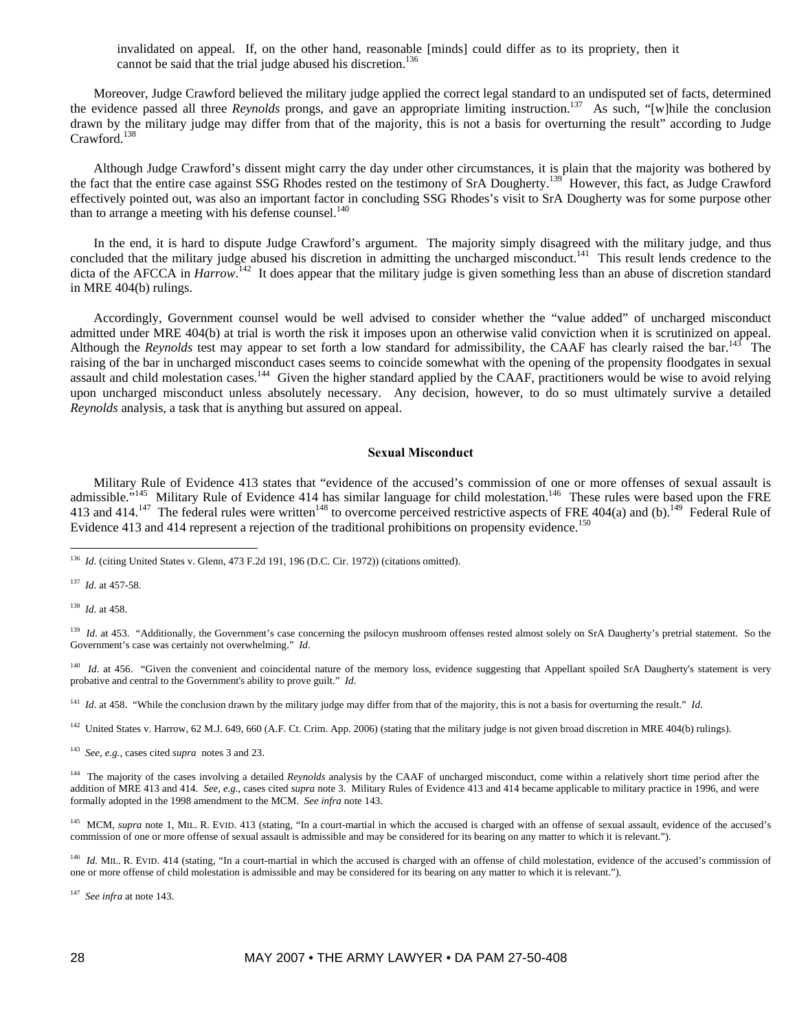invalidated on appeal. If, on the other hand, reasonable [minds] could differ as to its propriety, then it cannot be said that the trial judge abused his discretion.[136]

Moreover, Judge Crawford believed the military judge applied the correct legal standard to an undisputed set of facts, determined the evidence passed all three *Reynolds* prongs, and gave an appropriate limiting instruction.[137] As such, "[w]hile the conclusion drawn by the military judge may differ from that of the majority, this is not a basis for overturning the result" according to Judge Crawford.[138]

Although Judge Crawford's dissent might carry the day under other circumstances, it is plain that the majority was bothered by the fact that the entire case against SSG Rhodes rested on the testimony of SrA Dougherty.[139] However, this fact, as Judge Crawford effectively pointed out, was also an important factor in concluding SSG Rhodes's visit to SrA Dougherty was for some purpose other than to arrange a meeting with his defense counsel.[140]

In the end, it is hard to dispute Judge Crawford's argument. The majority simply disagreed with the military judge, and thus concluded that the military judge abused his discretion in admitting the uncharged misconduct.[141] This result lends credence to the dicta of the AFCCA in *Harrow*.[142] It does appear that the military judge is given something less than an abuse of discretion standard in MRE 404(b) rulings.

Accordingly, Government counsel would be well advised to consider whether the "value added" of uncharged misconduct admitted under MRE 404(b) at trial is worth the risk it imposes upon an otherwise valid conviction when it is scrutinized on appeal. Although the *Reynolds* test may appear to set forth a low standard for admissibility, the CAAF has clearly raised the bar.[143] The raising of the bar in uncharged misconduct cases seems to coincide somewhat with the opening of the propensity floodgates in sexual assault and child molestation cases.[144] Given the higher standard applied by the CAAF, practitioners would be wise to avoid relying upon uncharged misconduct unless absolutely necessary. Any decision, however, to do so must ultimately survive a detailed *Reynolds* analysis, a task that is anything but assured on appeal.

### Sexual Misconduct

Military Rule of Evidence 413 states that "evidence of the accused's commission of one or more offenses of sexual assault is admissible."[145] Military Rule of Evidence 414 has similar language for child molestation.[146] These rules were based upon the FRE 413 and 414.[147] The federal rules were written[148] to overcome perceived restrictive aspects of FRE 404(a) and (b).[149] Federal Rule of Evidence 413 and 414 represent a rejection of the traditional prohibitions on propensity evidence.[150]

---

[136] *Id.* (citing United States v. Glenn, 473 F.2d 191, 196 (D.C. Cir. 1972)) (citations omitted).

[137] *Id.* at 457-58.

[138] *Id.* at 458.

[139] *Id*. at 453. "Additionally, the Government's case concerning the psilocyn mushroom offenses rested almost solely on SrA Daugherty's pretrial statement. So the Government's case was certainly not overwhelming." *Id*.

[140] *Id*. at 456. "Given the convenient and coincidental nature of the memory loss, evidence suggesting that Appellant spoiled SrA Daugherty's statement is very probative and central to the Government's ability to prove guilt." *Id*.

[141] *Id.* at 458. "While the conclusion drawn by the military judge may differ from that of the majority, this is not a basis for overturning the result." *Id.*

[142] United States v. Harrow, 62 M.J. 649, 660 (A.F. Ct. Crim. App. 2006) (stating that the military judge is not given broad discretion in MRE 404(b) rulings).

[143] *See, e.g.*, cases cited *supra* notes 3 and 23.

[144] The majority of the cases involving a detailed *Reynolds* analysis by the CAAF of uncharged misconduct, come within a relatively short time period after the addition of MRE 413 and 414. *See, e.g.*, cases cited *supra* note 3. Military Rules of Evidence 413 and 414 became applicable to military practice in 1996, and were formally adopted in the 1998 amendment to the MCM. *See infra* note 143.

[145] MCM, *supra* note 1, MIL. R. EVID. 413 (stating, "In a court-martial in which the accused is charged with an offense of sexual assault, evidence of the accused's commission of one or more offense of sexual assault is admissible and may be considered for its bearing on any matter to which it is relevant.").

[146] *Id.* MIL. R. EVID. 414 (stating, "In a court-martial in which the accused is charged with an offense of child molestation, evidence of the accused's commission of one or more offense of child molestation is admissible and may be considered for its bearing on any matter to which it is relevant.").

[147] *See infra* at note 143.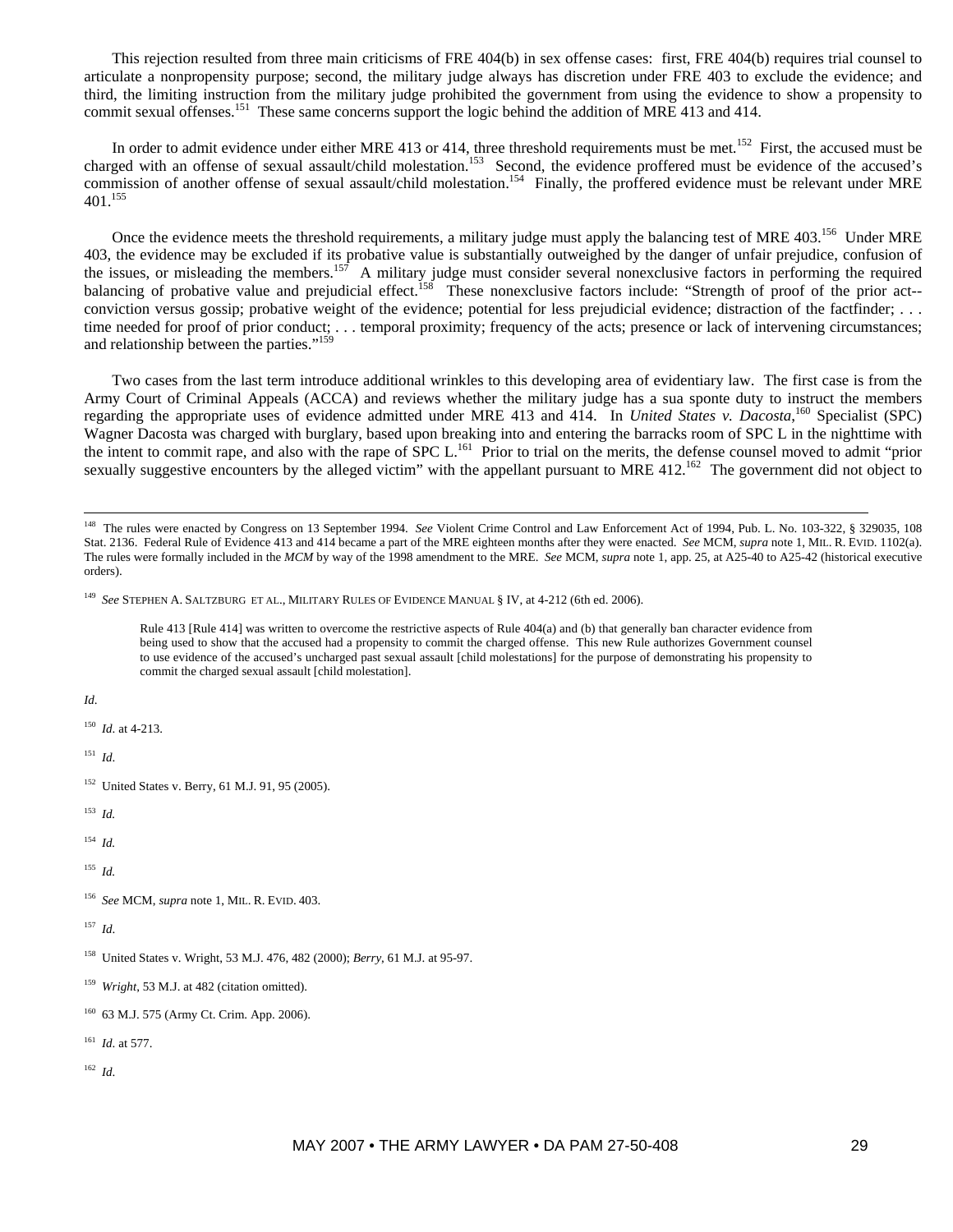This rejection resulted from three main criticisms of FRE 404(b) in sex offense cases: first, FRE 404(b) requires trial counsel to articulate a nonpropensity purpose; second, the military judge always has discretion under FRE 403 to exclude the evidence; and third, the limiting instruction from the military judge prohibited the government from using the evidence to show a propensity to commit sexual offenses.[151] These same concerns support the logic behind the addition of MRE 413 and 414.

In order to admit evidence under either MRE 413 or 414, three threshold requirements must be met.[152] First, the accused must be charged with an offense of sexual assault/child molestation.[153] Second, the evidence proffered must be evidence of the accused's commission of another offense of sexual assault/child molestation.[154] Finally, the proffered evidence must be relevant under MRE 401.[155]

Once the evidence meets the threshold requirements, a military judge must apply the balancing test of MRE 403.[156] Under MRE 403, the evidence may be excluded if its probative value is substantially outweighed by the danger of unfair prejudice, confusion of the issues, or misleading the members.[157] A military judge must consider several nonexclusive factors in performing the required balancing of probative value and prejudicial effect.[158] These nonexclusive factors include: "Strength of proof of the prior act--conviction versus gossip; probative weight of the evidence; potential for less prejudicial evidence; distraction of the factfinder; . . . time needed for proof of prior conduct; . . . temporal proximity; frequency of the acts; presence or lack of intervening circumstances; and relationship between the parties."[159]

Two cases from the last term introduce additional wrinkles to this developing area of evidentiary law. The first case is from the Army Court of Criminal Appeals (ACCA) and reviews whether the military judge has a sua sponte duty to instruct the members regarding the appropriate uses of evidence admitted under MRE 413 and 414. In *United States v. Dacosta*,[160] Specialist (SPC) Wagner Dacosta was charged with burglary, based upon breaking into and entering the barracks room of SPC L in the nighttime with the intent to commit rape, and also with the rape of SPC L.[161] Prior to trial on the merits, the defense counsel moved to admit "prior sexually suggestive encounters by the alleged victim" with the appellant pursuant to MRE 412.[162] The government did not object to

---

[148] The rules were enacted by Congress on 13 September 1994. *See* Violent Crime Control and Law Enforcement Act of 1994, Pub. L. No. 103-322, § 329035, 108 Stat. 2136. Federal Rule of Evidence 413 and 414 became a part of the MRE eighteen months after they were enacted. *See* MCM, *supra* note 1, MIL. R. EVID. 1102(a). The rules were formally included in the *MCM* by way of the 1998 amendment to the MRE. *See* MCM, *supra* note 1, app. 25, at A25-40 to A25-42 (historical executive orders).

[149] *See* STEPHEN A. SALTZBURG ET AL., MILITARY RULES OF EVIDENCE MANUAL § IV, at 4-212 (6th ed. 2006).

> Rule 413 [Rule 414] was written to overcome the restrictive aspects of Rule 404(a) and (b) that generally ban character evidence from being used to show that the accused had a propensity to commit the charged offense. This new Rule authorizes Government counsel to use evidence of the accused's uncharged past sexual assault [child molestations] for the purpose of demonstrating his propensity to commit the charged sexual assault [child molestation].

*Id*.

[150] *Id*. at 4-213.

[151] *Id*.

[152] United States v. Berry, 61 M.J. 91, 95 (2005).

[153] *Id.*

[154] *Id.*

[155] *Id.*

[156] *See* MCM, *supra* note 1, MIL. R. EVID. 403.

[157] *Id*.

[158] United States v. Wright, 53 M.J. 476, 482 (2000); *Berry*, 61 M.J. at 95-97.

[159] *Wright*, 53 M.J. at 482 (citation omitted).

[160] 63 M.J. 575 (Army Ct. Crim. App. 2006).

[161] *Id*. at 577.

[162] *Id*.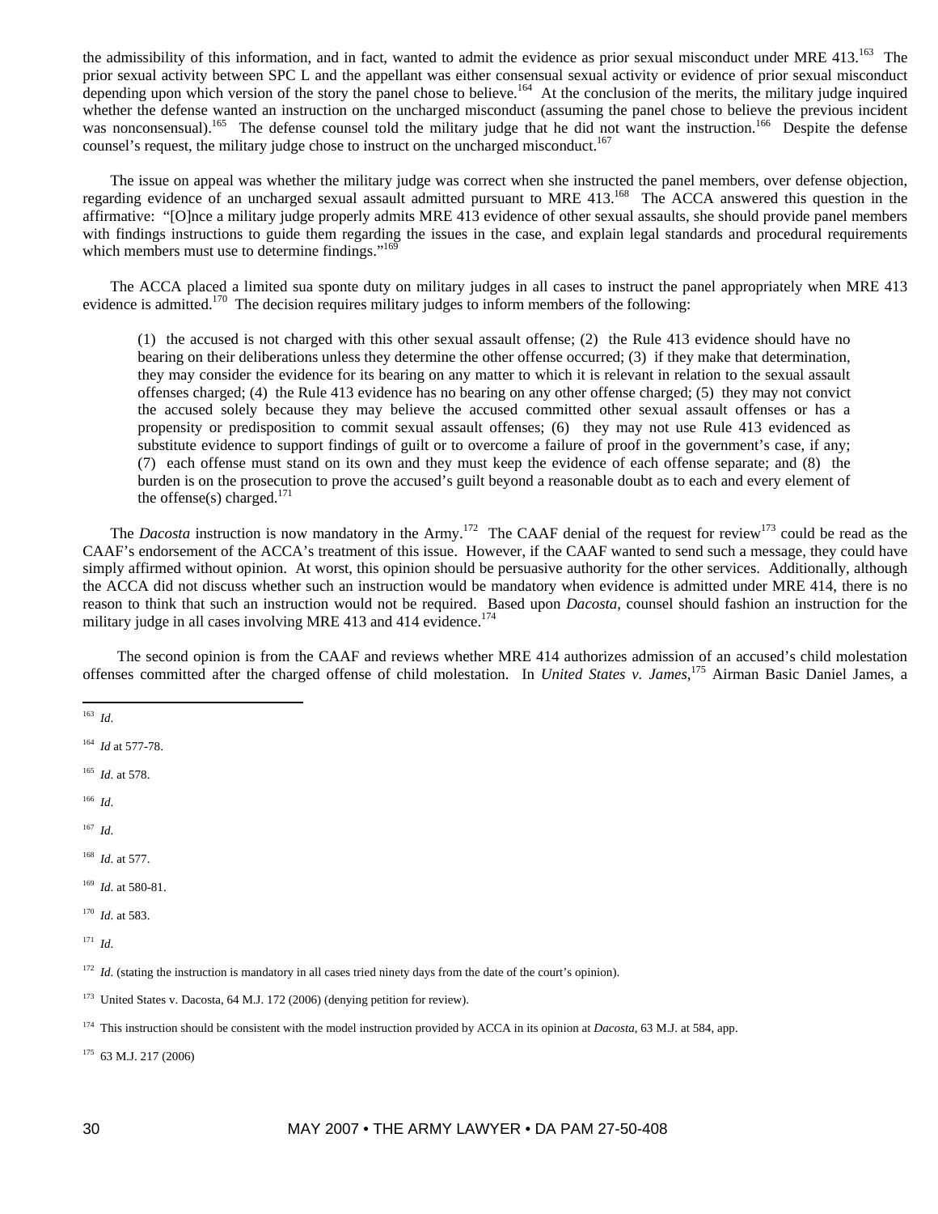the admissibility of this information, and in fact, wanted to admit the evidence as prior sexual misconduct under MRE 413.[163] The prior sexual activity between SPC L and the appellant was either consensual sexual activity or evidence of prior sexual misconduct depending upon which version of the story the panel chose to believe.[164] At the conclusion of the merits, the military judge inquired whether the defense wanted an instruction on the uncharged misconduct (assuming the panel chose to believe the previous incident was nonconsensual).[165] The defense counsel told the military judge that he did not want the instruction.[166] Despite the defense counsel's request, the military judge chose to instruct on the uncharged misconduct.[167]

The issue on appeal was whether the military judge was correct when she instructed the panel members, over defense objection, regarding evidence of an uncharged sexual assault admitted pursuant to MRE 413.[168] The ACCA answered this question in the affirmative: "[O]nce a military judge properly admits MRE 413 evidence of other sexual assaults, she should provide panel members with findings instructions to guide them regarding the issues in the case, and explain legal standards and procedural requirements which members must use to determine findings."[169]

The ACCA placed a limited sua sponte duty on military judges in all cases to instruct the panel appropriately when MRE 413 evidence is admitted.[170] The decision requires military judges to inform members of the following:

> (1) the accused is not charged with this other sexual assault offense; (2) the Rule 413 evidence should have no bearing on their deliberations unless they determine the other offense occurred; (3) if they make that determination, they may consider the evidence for its bearing on any matter to which it is relevant in relation to the sexual assault offenses charged; (4) the Rule 413 evidence has no bearing on any other offense charged; (5) they may not convict the accused solely because they may believe the accused committed other sexual assault offenses or has a propensity or predisposition to commit sexual assault offenses; (6) they may not use Rule 413 evidenced as substitute evidence to support findings of guilt or to overcome a failure of proof in the government's case, if any; (7) each offense must stand on its own and they must keep the evidence of each offense separate; and (8) the burden is on the prosecution to prove the accused's guilt beyond a reasonable doubt as to each and every element of the offense(s) charged.[171]

The *Dacosta* instruction is now mandatory in the Army.[172] The CAAF denial of the request for review[173] could be read as the CAAF's endorsement of the ACCA's treatment of this issue. However, if the CAAF wanted to send such a message, they could have simply affirmed without opinion. At worst, this opinion should be persuasive authority for the other services. Additionally, although the ACCA did not discuss whether such an instruction would be mandatory when evidence is admitted under MRE 414, there is no reason to think that such an instruction would not be required. Based upon *Dacosta*, counsel should fashion an instruction for the military judge in all cases involving MRE 413 and 414 evidence.[174]

The second opinion is from the CAAF and reviews whether MRE 414 authorizes admission of an accused's child molestation offenses committed after the charged offense of child molestation. In *United States v. James*,[175] Airman Basic Daniel James, a

---

[163] *Id.*

[164] *Id* at 577-78.

[165] *Id.* at 578.

[166] *Id.*

[167] *Id.*

[168] *Id.* at 577.

[169] *Id.* at 580-81.

[170] *Id.* at 583.

[171] *Id.*

[172] *Id.* (stating the instruction is mandatory in all cases tried ninety days from the date of the court's opinion).

[173] United States v. Dacosta, 64 M.J. 172 (2006) (denying petition for review).

[174] This instruction should be consistent with the model instruction provided by ACCA in its opinion at *Dacosta*, 63 M.J. at 584, app.

[175] 63 M.J. 217 (2006)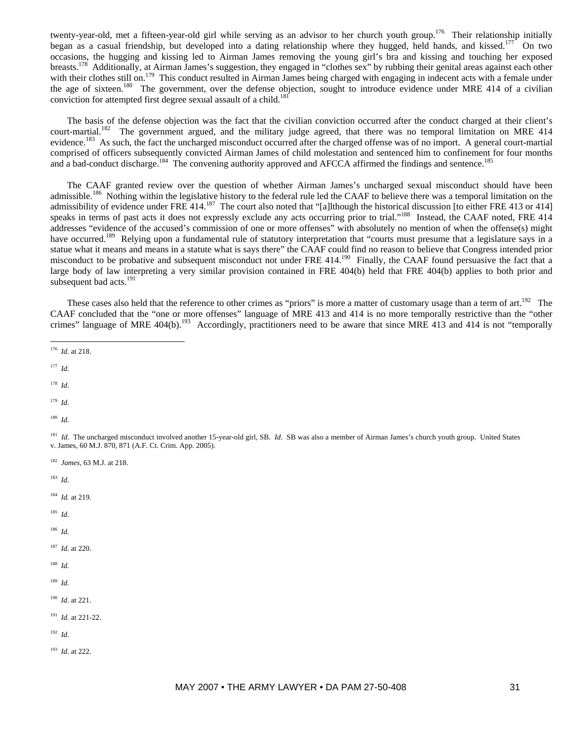twenty-year-old, met a fifteen-year-old girl while serving as an advisor to her church youth group.[176] Their relationship initially began as a casual friendship, but developed into a dating relationship where they hugged, held hands, and kissed.[177] On two occasions, the hugging and kissing led to Airman James removing the young girl's bra and kissing and touching her exposed breasts.[178] Additionally, at Airman James's suggestion, they engaged in "clothes sex" by rubbing their genital areas against each other with their clothes still on.[179] This conduct resulted in Airman James being charged with engaging in indecent acts with a female under the age of sixteen.[180] The government, over the defense objection, sought to introduce evidence under MRE 414 of a civilian conviction for attempted first degree sexual assault of a child.[181]

The basis of the defense objection was the fact that the civilian conviction occurred after the conduct charged at their client's court-martial.[182] The government argued, and the military judge agreed, that there was no temporal limitation on MRE 414 evidence.[183] As such, the fact the uncharged misconduct occurred after the charged offense was of no import. A general court-martial comprised of officers subsequently convicted Airman James of child molestation and sentenced him to confinement for four months and a bad-conduct discharge.[184] The convening authority approved and AFCCA affirmed the findings and sentence.[185]

The CAAF granted review over the question of whether Airman James's uncharged sexual misconduct should have been admissible.[186] Nothing within the legislative history to the federal rule led the CAAF to believe there was a temporal limitation on the admissibility of evidence under FRE 414.[187] The court also noted that "[a]lthough the historical discussion [to either FRE 413 or 414] speaks in terms of past acts it does not expressly exclude any acts occurring prior to trial."[188] Instead, the CAAF noted, FRE 414 addresses "evidence of the accused's commission of one or more offenses" with absolutely no mention of when the offense(s) might have occurred.[189] Relying upon a fundamental rule of statutory interpretation that "courts must presume that a legislature says in a statue what it means and means in a statute what is says there" the CAAF could find no reason to believe that Congress intended prior misconduct to be probative and subsequent misconduct not under FRE 414.[190] Finally, the CAAF found persuasive the fact that a large body of law interpreting a very similar provision contained in FRE 404(b) held that FRE 404(b) applies to both prior and subsequent bad acts.[191]

These cases also held that the reference to other crimes as "priors" is more a matter of customary usage than a term of art.[192] The CAAF concluded that the "one or more offenses" language of MRE 413 and 414 is no more temporally restrictive than the "other crimes" language of MRE 404(b).[193] Accordingly, practitioners need to be aware that since MRE 413 and 414 is not "temporally

---

[176] *Id.* at 218.

[177] *Id.*

[178] *Id.*

[179] *Id.*

[180] *Id.*

[181] *Id.* The uncharged misconduct involved another 15-year-old girl, SB. *Id*. SB was also a member of Airman James's church youth group. United States v. James, 60 M.J. 870, 871 (A.F. Ct. Crim. App. 2005).

[182] *James*, 63 M.J. at 218.

[183] *Id.*

[184] *Id.* at 219.

[185] *Id.*

[186] *Id.*

[187] *Id.* at 220.

[188] *Id.*

[189] *Id.*

[190] *Id.* at 221.

[191] *Id.* at 221-22.

[192] *Id.*

[193] *Id.* at 222.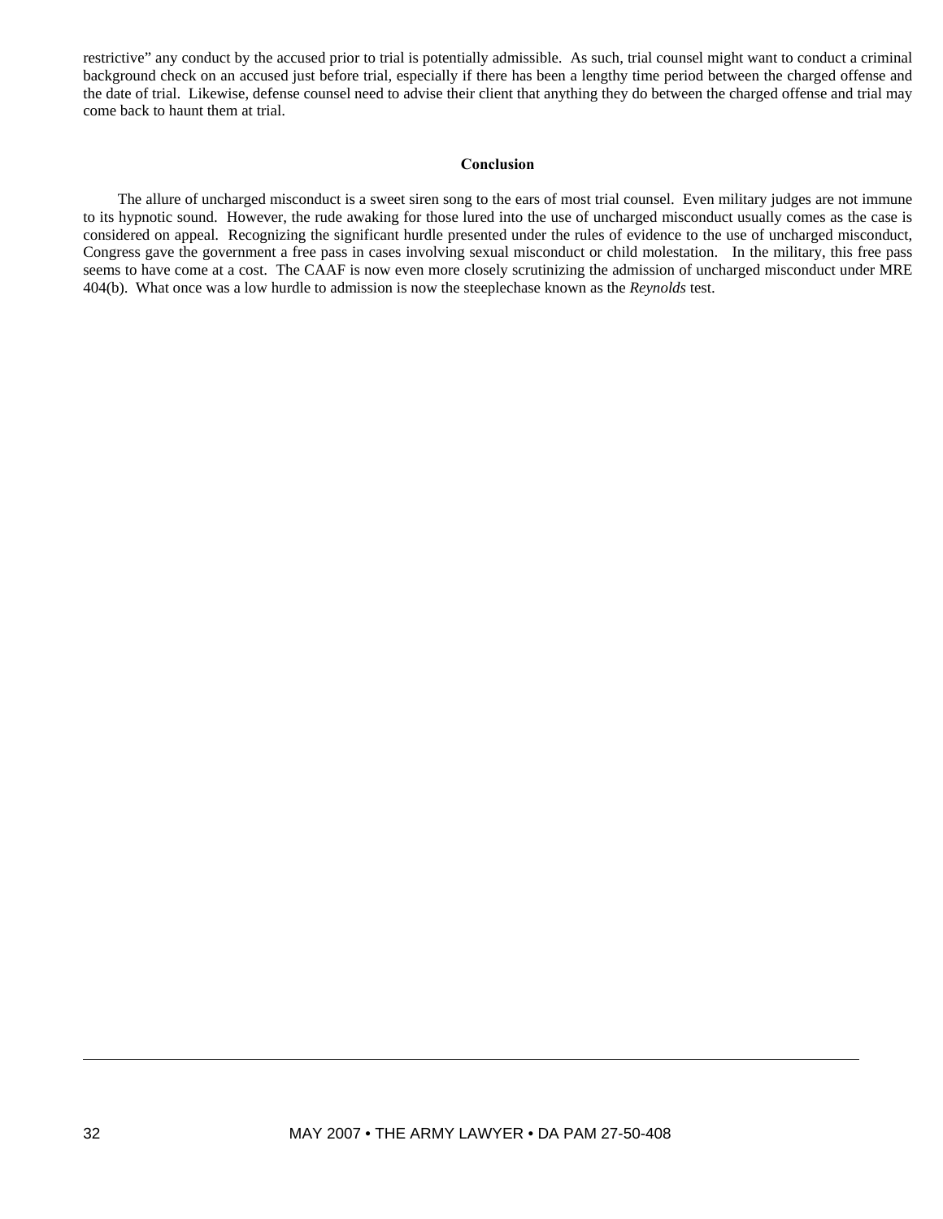restrictive" any conduct by the accused prior to trial is potentially admissible. As such, trial counsel might want to conduct a criminal background check on an accused just before trial, especially if there has been a lengthy time period between the charged offense and the date of trial. Likewise, defense counsel need to advise their client that anything they do between the charged offense and trial may come back to haunt them at trial.

## Conclusion

The allure of uncharged misconduct is a sweet siren song to the ears of most trial counsel. Even military judges are not immune to its hypnotic sound. However, the rude awaking for those lured into the use of uncharged misconduct usually comes as the case is considered on appeal. Recognizing the significant hurdle presented under the rules of evidence to the use of uncharged misconduct, Congress gave the government a free pass in cases involving sexual misconduct or child molestation. In the military, this free pass seems to have come at a cost. The CAAF is now even more closely scrutinizing the admission of uncharged misconduct under MRE 404(b). What once was a low hurdle to admission is now the steeplechase known as the *Reynolds* test.